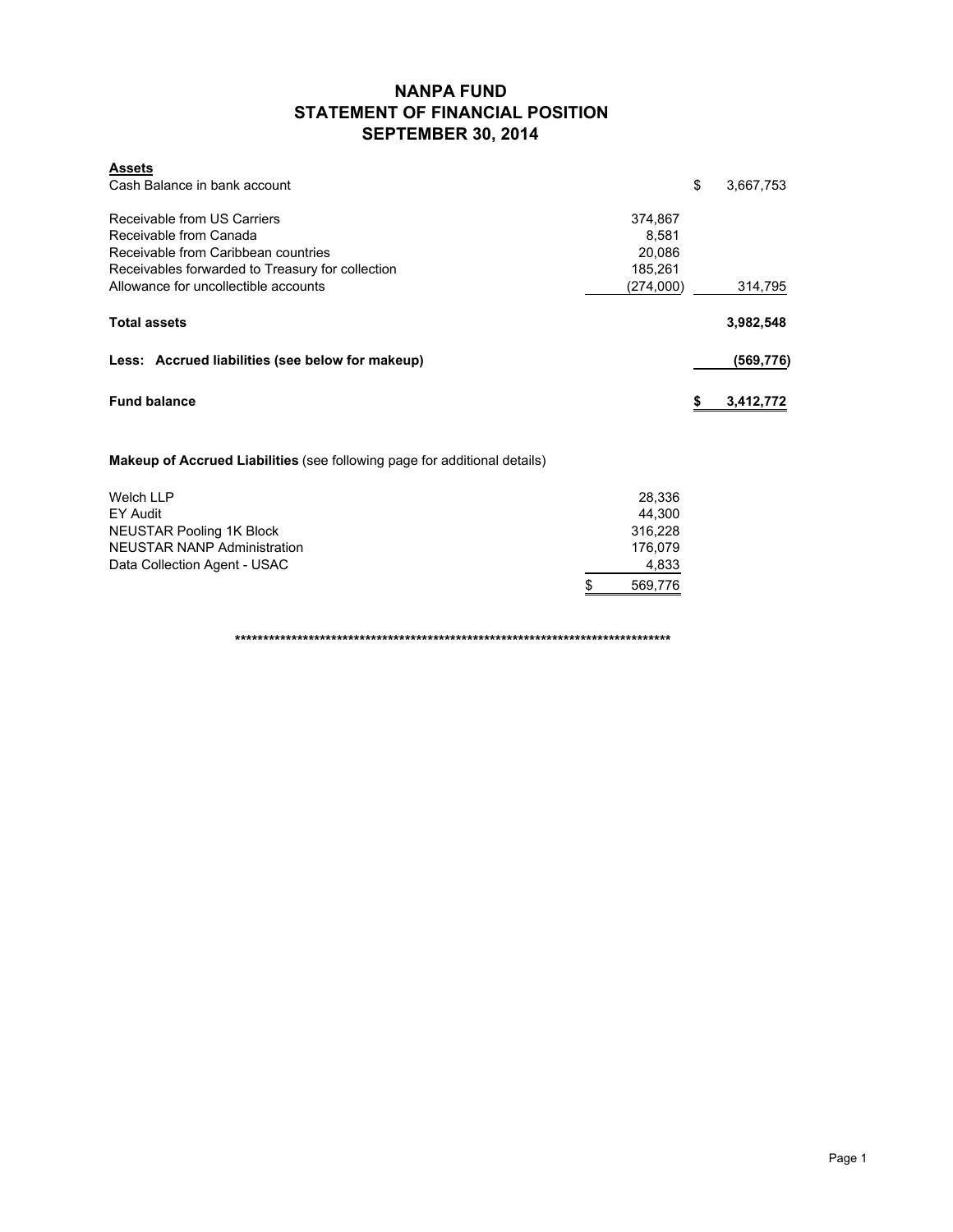# NANPA FUND
## STATEMENT OF FINANCIAL POSITION
## SEPTEMBER 30, 2014

| **Assets** | | |
|---|---|---|
| Cash Balance in bank account | | $ 3,667,753 |
| | | |
| Receivable from US Carriers | 374,867 | |
| Receivable from Canada | 8,581 | |
| Receivable from Caribbean countries | 20,086 | |
| Receivables forwarded to Treasury for collection | 185,261 | |
| Allowance for uncollectible accounts | (274,000) | 314,795 |
| | | |
| **Total assets** | | **3,982,548** |
| | | |
| **Less: Accrued liabilities (see below for makeup)** | | **(569,776)** |
| | | |
| **Fund balance** | | **$ 3,412,772** |

**Makeup of Accrued Liabilities** (see following page for additional details)

| | |
|---|---|
| Welch LLP | 28,336 |
| EY Audit | 44,300 |
| NEUSTAR Pooling 1K Block | 316,228 |
| NEUSTAR NANP Administration | 176,079 |
| Data Collection Agent - USAC | 4,833 |
| | $ 569,776 |

*******************************************************************************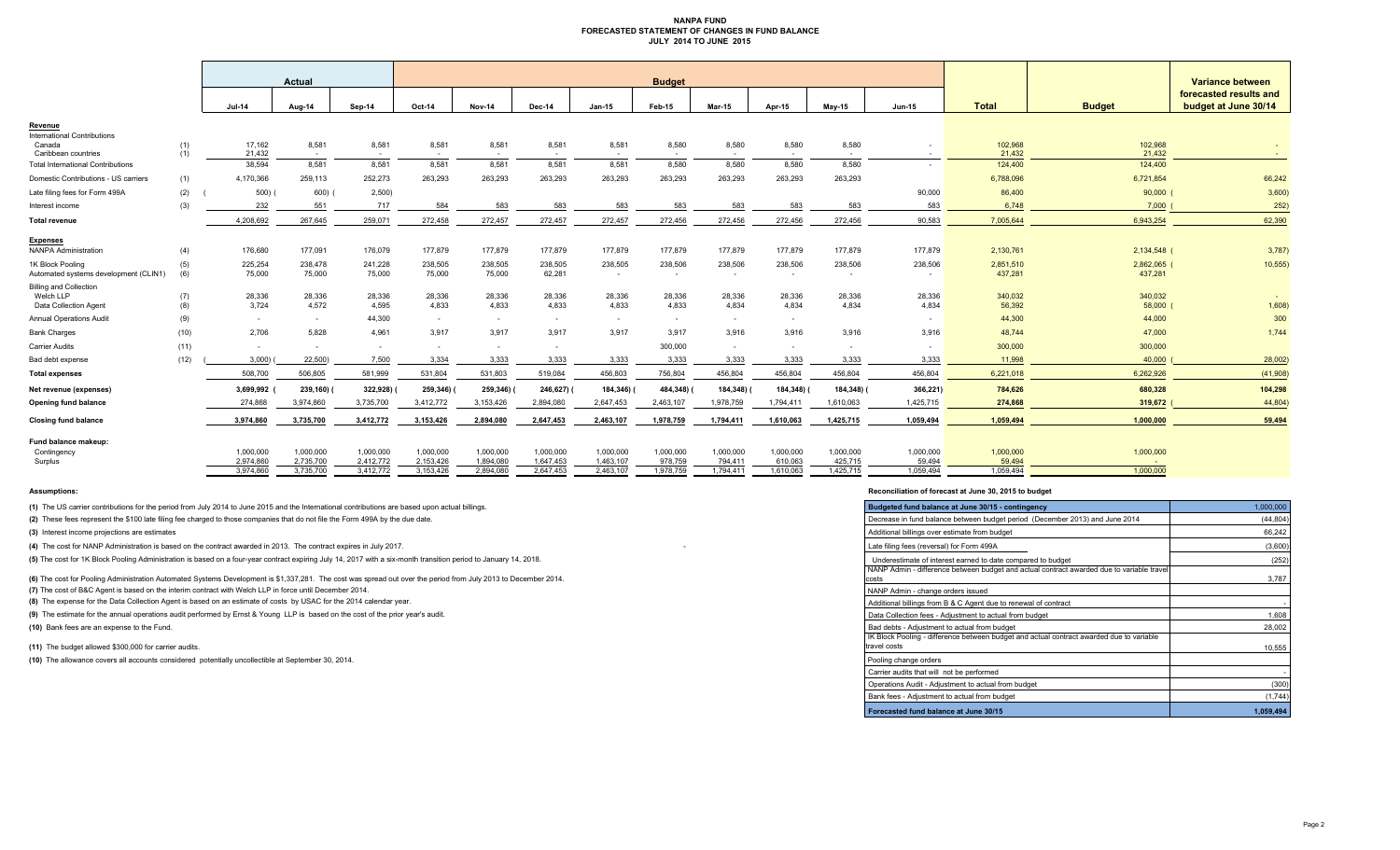# NANPA FUND
## FORECASTED STATEMENT OF CHANGES IN FUND BALANCE
## JULY 2014 TO JUNE 2015

| | | Actual | | | Budget | | | | | | | | | | | Variance between forecasted results and budget at June 30/14 |
|---|---|---|---|---|---|---|---|---|---|---|---|---|---|---|---|---|
| | | Jul-14 | Aug-14 | Sep-14 | Oct-14 | Nov-14 | Dec-14 | Jan-15 | Feb-15 | Mar-15 | Apr-15 | May-15 | Jun-15 | Total | Budget | |
| **Revenue** | | | | | | | | | | | | | | | | |
| International Contributions | | | | | | | | | | | | | | | | |
| Canada | (1) | 17,162 | 8,581 | 8,581 | 8,581 | 8,581 | 8,581 | 8,581 | 8,580 | 8,580 | 8,580 | 8,580 | - | 102,968 | 102,968 | - |
| Caribbean countries | (1) | 21,432 | - | - | - | - | - | - | - | - | - | - | - | 21,432 | 21,432 | - |
| Total International Contributions | | 38,594 | 8,581 | 8,581 | 8,581 | 8,581 | 8,581 | 8,581 | 8,580 | 8,580 | 8,580 | 8,580 | - | 124,400 | 124,400 | |
| Domestic Contributions - US carriers | (1) | 4,170,366 | 259,113 | 252,273 | 263,293 | 263,293 | 263,293 | 263,293 | 263,293 | 263,293 | 263,293 | 263,293 | | 6,788,096 | 6,721,854 | 66,242 |
| Late filing fees for Form 499A | (2) | (500) | (600) | (2,500) | | | | | | | | | 90,000 | 86,400 | 90,000 | (3,600) |
| Interest income | (3) | 232 | 551 | 717 | 584 | 583 | 583 | 583 | 583 | 583 | 583 | 583 | 583 | 6,748 | 7,000 | (252) |
| **Total revenue** | | 4,208,692 | 267,645 | 259,071 | 272,458 | 272,457 | 272,457 | 272,457 | 272,456 | 272,456 | 272,456 | 272,456 | 90,583 | 7,005,644 | 6,943,254 | 62,390 |
| **Expenses** | | | | | | | | | | | | | | | | |
| NANPA Administration | (4) | 176,680 | 177,091 | 176,079 | 177,879 | 177,879 | 177,879 | 177,879 | 177,879 | 177,879 | 177,879 | 177,879 | 177,879 | 2,130,761 | 2,134,548 | (3,787) |
| 1K Block Pooling | (5) | 225,254 | 238,478 | 241,228 | 238,505 | 238,505 | 238,505 | 238,505 | 238,506 | 238,506 | 238,506 | 238,506 | 238,506 | 2,851,510 | 2,862,065 | (10,555) |
| Automated systems development (CLIN1) | (6) | 75,000 | 75,000 | 75,000 | 75,000 | 75,000 | 62,281 | - | - | - | - | - | - | 437,281 | 437,281 | |
| Billing and Collection | | | | | | | | | | | | | | | | |
| Welch LLP | (7) | 28,336 | 28,336 | 28,336 | 28,336 | 28,336 | 28,336 | 28,336 | 28,336 | 28,336 | 28,336 | 28,336 | 28,336 | 340,032 | 340,032 | - |
| Data Collection Agent | (8) | 3,724 | 4,572 | 4,595 | 4,833 | 4,833 | 4,833 | 4,833 | 4,833 | 4,834 | 4,834 | 4,834 | 4,834 | 56,392 | 58,000 | (1,608) |
| Annual Operations Audit | (9) | - | - | 44,300 | - | - | - | - | - | - | - | | - | 44,300 | 44,000 | 300 |
| Bank Charges | (10) | 2,706 | 5,828 | 4,961 | 3,917 | 3,917 | 3,917 | 3,917 | 3,917 | 3,916 | 3,916 | 3,916 | 3,916 | 48,744 | 47,000 | 1,744 |
| Carrier Audits | (11) | - | - | - | - | - | - | | 300,000 | - | - | - | - | 300,000 | 300,000 | |
| Bad debt expense | (12) | (3,000) | (22,500) | 7,500 | 3,334 | 3,333 | 3,333 | 3,333 | 3,333 | 3,333 | 3,333 | 3,333 | 3,333 | 11,998 | 40,000 | (28,002) |
| **Total expenses** | | 508,700 | 506,805 | 581,999 | 531,804 | 531,803 | 519,084 | 456,803 | 756,804 | 456,804 | 456,804 | 456,804 | 456,804 | 6,221,018 | 6,262,926 | (41,908) |
| **Net revenue (expenses)** | | 3,699,992 | (239,160) | (322,928) | (259,346) | (259,346) | (246,627) | (184,346) | (484,348) | (184,348) | (184,348) | (184,348) | (366,221) | 784,626 | 680,328 | 104,298 |
| **Opening fund balance** | | 274,868 | 3,974,860 | 3,735,700 | 3,412,772 | 3,153,426 | 2,894,080 | 2,647,453 | 2,463,107 | 1,978,759 | 1,794,411 | 1,610,063 | 1,425,715 | 274,868 | 319,672 | (44,804) |
| **Closing fund balance** | | 3,974,860 | 3,735,700 | 3,412,772 | 3,153,426 | 2,894,080 | 2,647,453 | 2,463,107 | 1,978,759 | 1,794,411 | 1,610,063 | 1,425,715 | 1,059,494 | 1,059,494 | 1,000,000 | 59,494 |
| **Fund balance makeup:** | | | | | | | | | | | | | | | | |
| Contingency | | 1,000,000 | 1,000,000 | 1,000,000 | 1,000,000 | 1,000,000 | 1,000,000 | 1,000,000 | 1,000,000 | 1,000,000 | 1,000,000 | 1,000,000 | 1,000,000 | 1,000,000 | 1,000,000 | |
| Surplus | | 2,974,860 | 2,735,700 | 2,412,772 | 2,153,426 | 1,894,080 | 1,647,453 | 1,463,107 | 978,759 | 794,411 | 610,063 | 425,715 | 59,494 | 59,494 | - | |
| | | 3,974,860 | 3,735,700 | 3,412,772 | 3,153,426 | 2,894,080 | 2,647,453 | 2,463,107 | 1,978,759 | 1,794,411 | 1,610,063 | 1,425,715 | 1,059,494 | 1,059,494 | 1,000,000 | |

**Assumptions:**

**(1)** The US carrier contributions for the period from July 2014 to June 2015 and the International contributions are based upon actual billings.

**(2)** These fees represent the $100 late filing fee charged to those companies that do not file the Form 499A by the due date.

**(3)** Interest income projections are estimates

**(4)** The cost for NANP Administration is based on the contract awarded in 2013. The contract expires in July 2017.

**(5)** The cost for 1K Block Pooling Administration is based on a four-year contract expiring July 14, 2017 with a six-month transition period to January 14, 2018.

**(6)** The cost for Pooling Administration Automated Systems Development is $1,337,281. The cost was spread out over the period from July 2013 to December 2014.

**(7)** The cost of B&C Agent is based on the interim contract with Welch LLP in force until December 2014.

**(8)** The expense for the Data Collection Agent is based on an estimate of costs by USAC for the 2014 calendar year.

**(9)** The estimate for the annual operations audit performed by Ernst & Young LLP is based on the cost of the prior year's audit.

**(10)** Bank fees are an expense to the Fund.

**(11)** The budget allowed $300,000 for carrier audits.

**(10)** The allowance covers all accounts considered potentially uncollectible at September 30, 2014.

**Reconciliation of forecast at June 30, 2015 to budget**

| Item | Amount |
|---|---|
| **Budgeted fund balance at June 30/15 - contingency** | 1,000,000 |
| Decrease in fund balance between budget period (December 2013) and June 2014 | (44,804) |
| Additional billings over estimate from budget | 66,242 |
| Late filing fees (reversal) for Form 499A | (3,600) |
| Underestimate of interest earned to date compared to budget | (252) |
| NANP Admin - difference between budget and actual contract awarded due to variable travel costs | 3,787 |
| NANP Admin - change orders issued | |
| Additional billings from B & C Agent due to renewal of contract | - |
| Data Collection fees - Adjustment to actual from budget | 1,608 |
| Bad debts - Adjustment to actual from budget | 28,002 |
| IK Block Pooling - difference between budget and actual contract awarded due to variable travel costs | 10,555 |
| Pooling change orders | |
| Carrier audits that will not be performed | - |
| Operations Audit - Adjustment to actual from budget | (300) |
| Bank fees - Adjustment to actual from budget | (1,744) |
| **Forecasted fund balance at June 30/15** | **1,059,494** |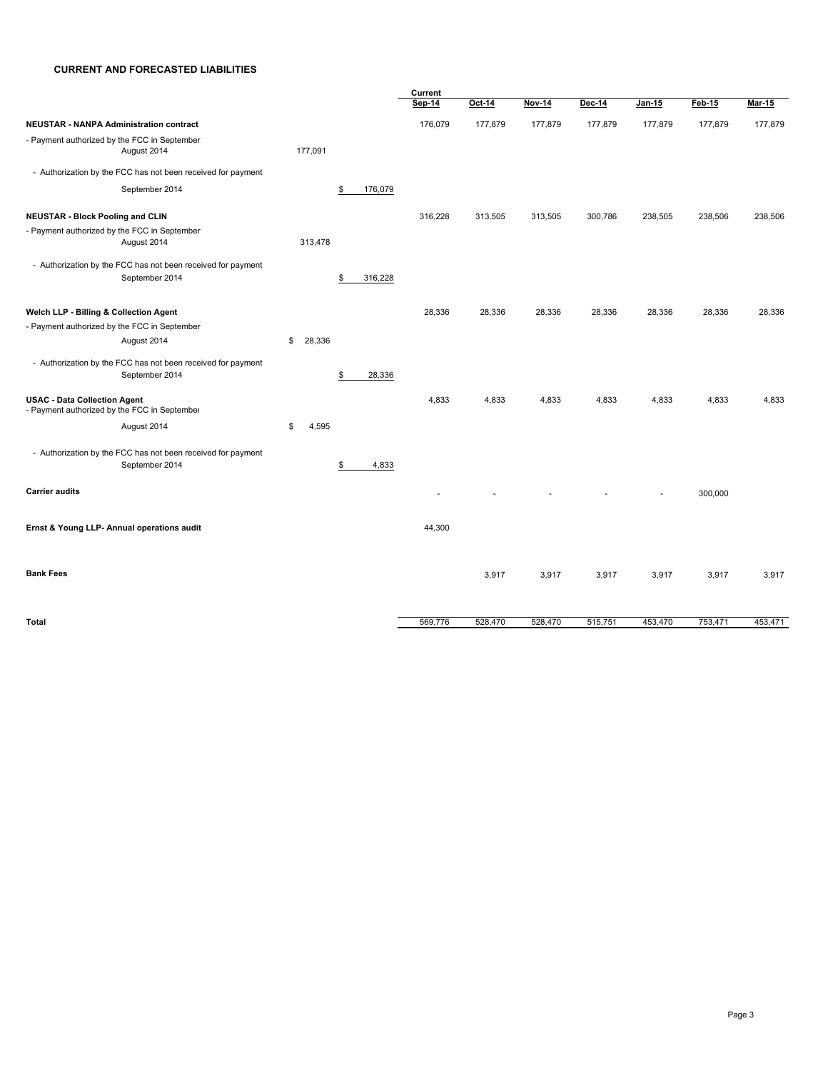**CURRENT AND FORECASTED LIABILITIES**

| | | | Current Sep-14 | Oct-14 | Nov-14 | Dec-14 | Jan-15 | Feb-15 | Mar-15 |
|---|---|---|---|---|---|---|---|---|---|
| **NEUSTAR - NANPA Administration contract** | | | 176,079 | 177,879 | 177,879 | 177,879 | 177,879 | 177,879 | 177,879 |
| - Payment authorized by the FCC in September August 2014 | 177,091 | | | | | | | | |
| - Authorization by the FCC has not been received for payment September 2014 | | $ 176,079 | | | | | | | |
| **NEUSTAR - Block Pooling and CLIN** | | | 316,228 | 313,505 | 313,505 | 300,786 | 238,505 | 238,506 | 238,506 |
| - Payment authorized by the FCC in September August 2014 | 313,478 | | | | | | | | |
| - Authorization by the FCC has not been received for payment September 2014 | | $ 316,228 | | | | | | | |
| **Welch LLP - Billing & Collection Agent** | | | 28,336 | 28,336 | 28,336 | 28,336 | 28,336 | 28,336 | 28,336 |
| - Payment authorized by the FCC in September August 2014 | $ 28,336 | | | | | | | | |
| - Authorization by the FCC has not been received for payment September 2014 | | $ 28,336 | | | | | | | |
| **USAC - Data Collection Agent** | | | 4,833 | 4,833 | 4,833 | 4,833 | 4,833 | 4,833 | 4,833 |
| - Payment authorized by the FCC in September August 2014 | $ 4,595 | | | | | | | | |
| - Authorization by the FCC has not been received for payment September 2014 | | $ 4,833 | | | | | | | |
| **Carrier audits** | | | - | - | - | - | - | 300,000 | |
| **Ernst & Young LLP- Annual operations audit** | | | 44,300 | | | | | | |
| **Bank Fees** | | | | 3,917 | 3,917 | 3,917 | 3,917 | 3,917 | 3,917 |
| **Total** | | | 569,776 | 528,470 | 528,470 | 515,751 | 453,470 | 753,471 | 453,471 |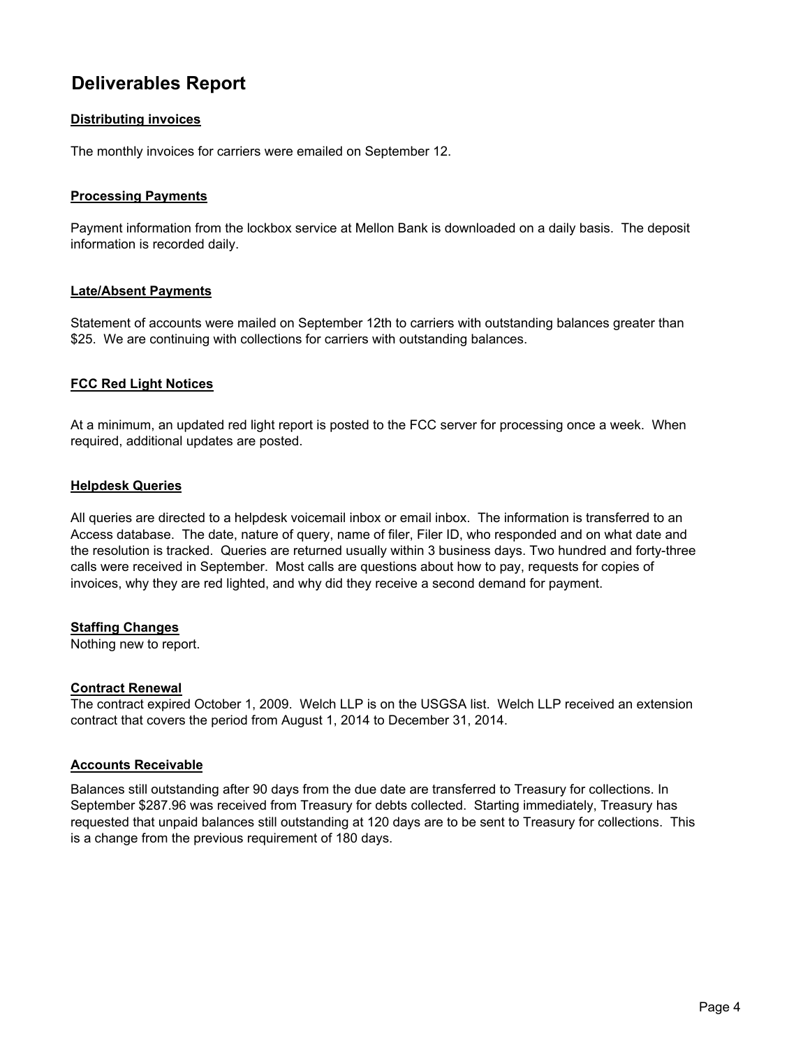# Deliverables Report

**Distributing invoices**

The monthly invoices for carriers were emailed on September 12.

**Processing Payments**

Payment information from the lockbox service at Mellon Bank is downloaded on a daily basis. The deposit information is recorded daily.

**Late/Absent Payments**

Statement of accounts were mailed on September 12th to carriers with outstanding balances greater than $25. We are continuing with collections for carriers with outstanding balances.

**FCC Red Light Notices**

At a minimum, an updated red light report is posted to the FCC server for processing once a week. When required, additional updates are posted.

**Helpdesk Queries**

All queries are directed to a helpdesk voicemail inbox or email inbox. The information is transferred to an Access database. The date, nature of query, name of filer, Filer ID, who responded and on what date and the resolution is tracked. Queries are returned usually within 3 business days. Two hundred and forty-three calls were received in September. Most calls are questions about how to pay, requests for copies of invoices, why they are red lighted, and why did they receive a second demand for payment.

**Staffing Changes**

Nothing new to report.

**Contract Renewal**

The contract expired October 1, 2009. Welch LLP is on the USGSA list. Welch LLP received an extension contract that covers the period from August 1, 2014 to December 31, 2014.

**Accounts Receivable**

Balances still outstanding after 90 days from the due date are transferred to Treasury for collections. In September $287.96 was received from Treasury for debts collected. Starting immediately, Treasury has requested that unpaid balances still outstanding at 120 days are to be sent to Treasury for collections. This is a change from the previous requirement of 180 days.